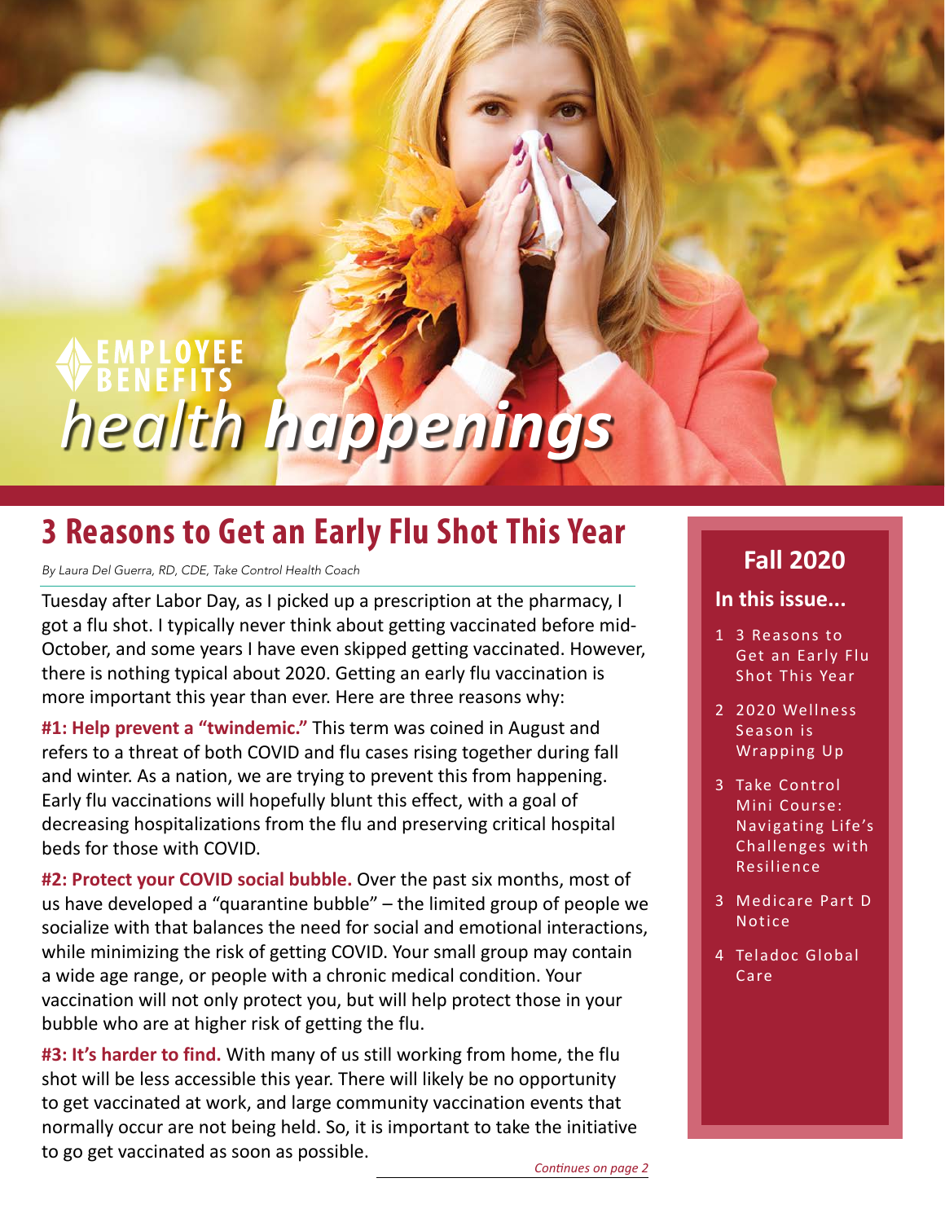# EMPLOYEE BENEFITS *health happenings*

## 3 Reasons to Get an Early Flu Shot This Year

*By Laura Del Guerra, RD, CDE, Take Control Health Coach*

Tuesday after Labor Day, as I picked up a prescription at the pharmacy, I got a flu shot. I typically never think about getting vaccinated before mid-October, and some years I have even skipped getting vaccinated. However, there is nothing typical about 2020. Getting an early flu vaccination is more important this year than ever. Here are three reasons why:

**#1: Help prevent a "twindemic."** This term was coined in August and refers to a threat of both COVID and flu cases rising together during fall and winter. As a nation, we are trying to prevent this from happening. Early flu vaccinations will hopefully blunt this effect, with a goal of decreasing hospitalizations from the flu and preserving critical hospital beds for those with COVID.

**#2: Protect your COVID social bubble.** Over the past six months, most of us have developed a "quarantine bubble" – the limited group of people we socialize with that balances the need for social and emotional interactions, while minimizing the risk of getting COVID. Your small group may contain a wide age range, or people with a chronic medical condition. Your vaccination will not only protect you, but will help protect those in your bubble who are at higher risk of getting the flu.

**#3: It's harder to find.** With many of us still working from home, the flu shot will be less accessible this year. There will likely be no opportunity to get vaccinated at work, and large community vaccination events that normally occur are not being held. So, it is important to take the initiative to go get vaccinated as soon as possible.

*Continues on page 2*

## Fall 2020

### In this issue...

1 3 Reasons to Get an Early Flu Shot This Year

2 2020 Wellness Season is Wrapping Up

3 Take Control Mini Course: Navigating Life's Challenges with Resilience

3 Medicare Part D Notice

4 Teladoc Global Care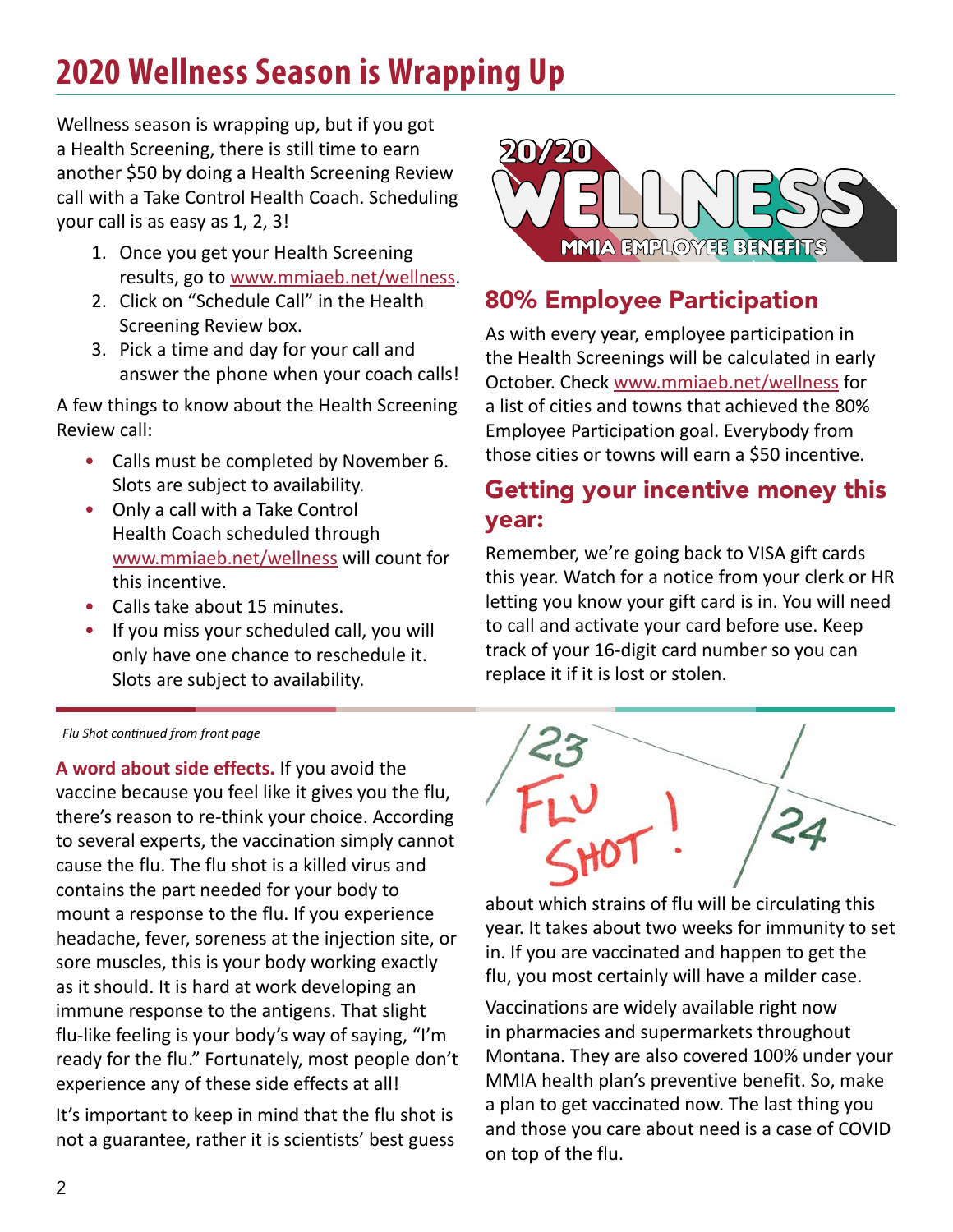# 2020 Wellness Season is Wrapping Up

Wellness season is wrapping up, but if you got a Health Screening, there is still time to earn another $50 by doing a Health Screening Review call with a Take Control Health Coach. Scheduling your call is as easy as 1, 2, 3!

1. Once you get your Health Screening results, go to www.mmiaeb.net/wellness.
2. Click on "Schedule Call" in the Health Screening Review box.
3. Pick a time and day for your call and answer the phone when your coach calls!

A few things to know about the Health Screening Review call:

- Calls must be completed by November 6. Slots are subject to availability.
- Only a call with a Take Control Health Coach scheduled through www.mmiaeb.net/wellness will count for this incentive.
- Calls take about 15 minutes.
- If you miss your scheduled call, you will only have one chance to reschedule it. Slots are subject to availability.

## 80% Employee Participation

As with every year, employee participation in the Health Screenings will be calculated in early October. Check www.mmiaeb.net/wellness for a list of cities and towns that achieved the 80% Employee Participation goal. Everybody from those cities or towns will earn a $50 incentive.

## Getting your incentive money this year:

Remember, we're going back to VISA gift cards this year. Watch for a notice from your clerk or HR letting you know your gift card is in. You will need to call and activate your card before use. Keep track of your 16-digit card number so you can replace it if it is lost or stolen.

*Flu Shot continued from front page*

**A word about side effects.** If you avoid the vaccine because you feel like it gives you the flu, there's reason to re-think your choice. According to several experts, the vaccination simply cannot cause the flu. The flu shot is a killed virus and contains the part needed for your body to mount a response to the flu. If you experience headache, fever, soreness at the injection site, or sore muscles, this is your body working exactly as it should. It is hard at work developing an immune response to the antigens. That slight flu-like feeling is your body's way of saying, "I'm ready for the flu." Fortunately, most people don't experience any of these side effects at all!

It's important to keep in mind that the flu shot is not a guarantee, rather it is scientists' best guess about which strains of flu will be circulating this year. It takes about two weeks for immunity to set in. If you are vaccinated and happen to get the flu, you most certainly will have a milder case.

Vaccinations are widely available right now in pharmacies and supermarkets throughout Montana. They are also covered 100% under your MMIA health plan's preventive benefit. So, make a plan to get vaccinated now. The last thing you and those you care about need is a case of COVID on top of the flu.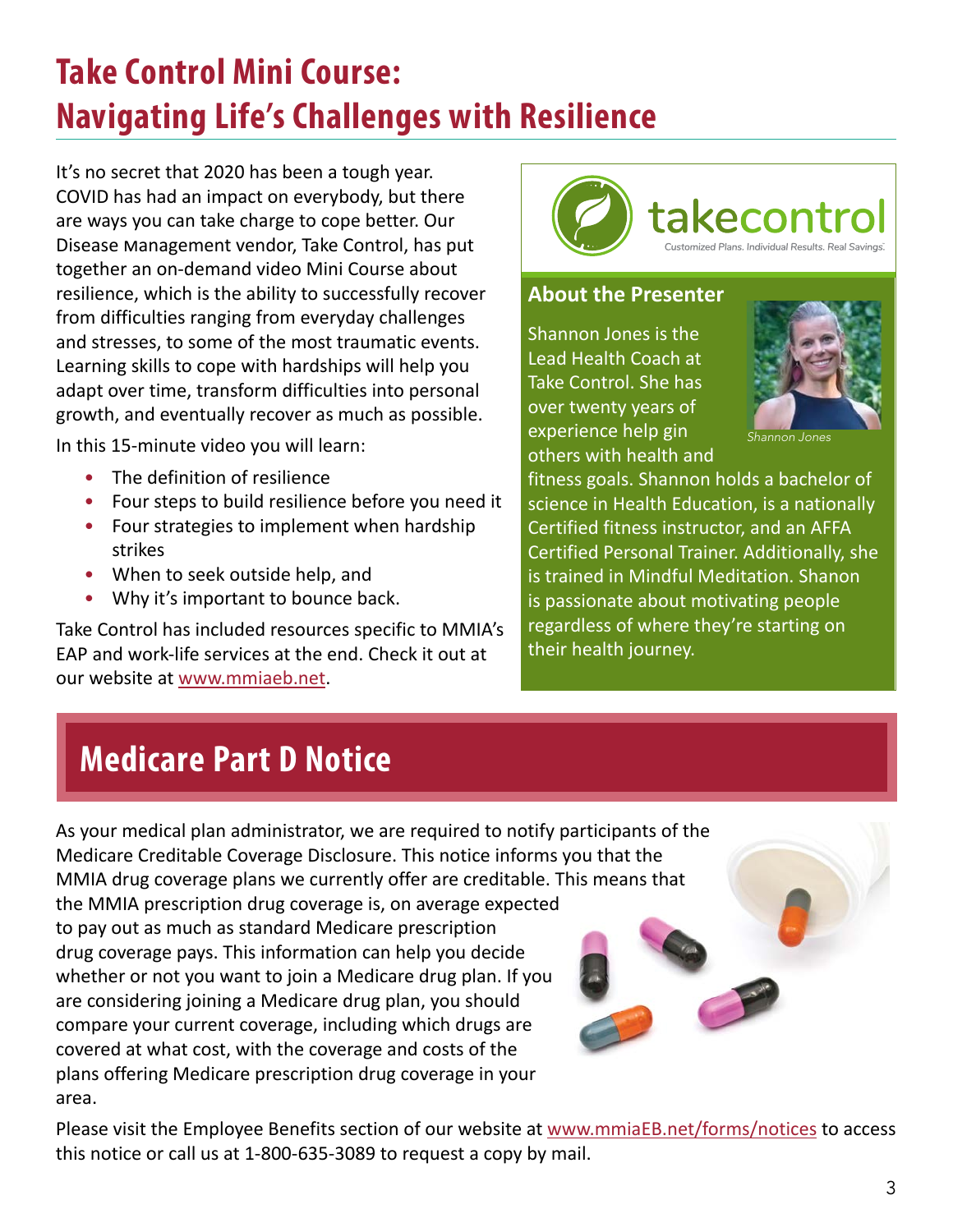# Take Control Mini Course: Navigating Life's Challenges with Resilience

It's no secret that 2020 has been a tough year. COVID has had an impact on everybody, but there are ways you can take charge to cope better. Our Disease Management vendor, Take Control, has put together an on-demand video Mini Course about resilience, which is the ability to successfully recover from difficulties ranging from everyday challenges and stresses, to some of the most traumatic events. Learning skills to cope with hardships will help you adapt over time, transform difficulties into personal growth, and eventually recover as much as possible.

In this 15-minute video you will learn:

- The definition of resilience
- Four steps to build resilience before you need it
- Four strategies to implement when hardship strikes
- When to seek outside help, and
- Why it's important to bounce back.

Take Control has included resources specific to MMIA's EAP and work-life services at the end. Check it out at our website at www.mmiaeb.net.

takecontrol

Customized Plans. Individual Results. Real Savings.

### About the Presenter

Shannon Jones is the Lead Health Coach at Take Control. She has over twenty years of experience help gin others with health and fitness goals. Shannon holds a bachelor of science in Health Education, is a nationally Certified fitness instructor, and an AFFA Certified Personal Trainer. Additionally, she is trained in Mindful Meditation. Shanon is passionate about motivating people regardless of where they're starting on their health journey.

*Shannon Jones*

## Medicare Part D Notice

As your medical plan administrator, we are required to notify participants of the Medicare Creditable Coverage Disclosure. This notice informs you that the MMIA drug coverage plans we currently offer are creditable. This means that the MMIA prescription drug coverage is, on average expected to pay out as much as standard Medicare prescription drug coverage pays. This information can help you decide whether or not you want to join a Medicare drug plan. If you are considering joining a Medicare drug plan, you should compare your current coverage, including which drugs are covered at what cost, with the coverage and costs of the plans offering Medicare prescription drug coverage in your area.

Please visit the Employee Benefits section of our website at www.mmiaEB.net/forms/notices to access this notice or call us at 1-800-635-3089 to request a copy by mail.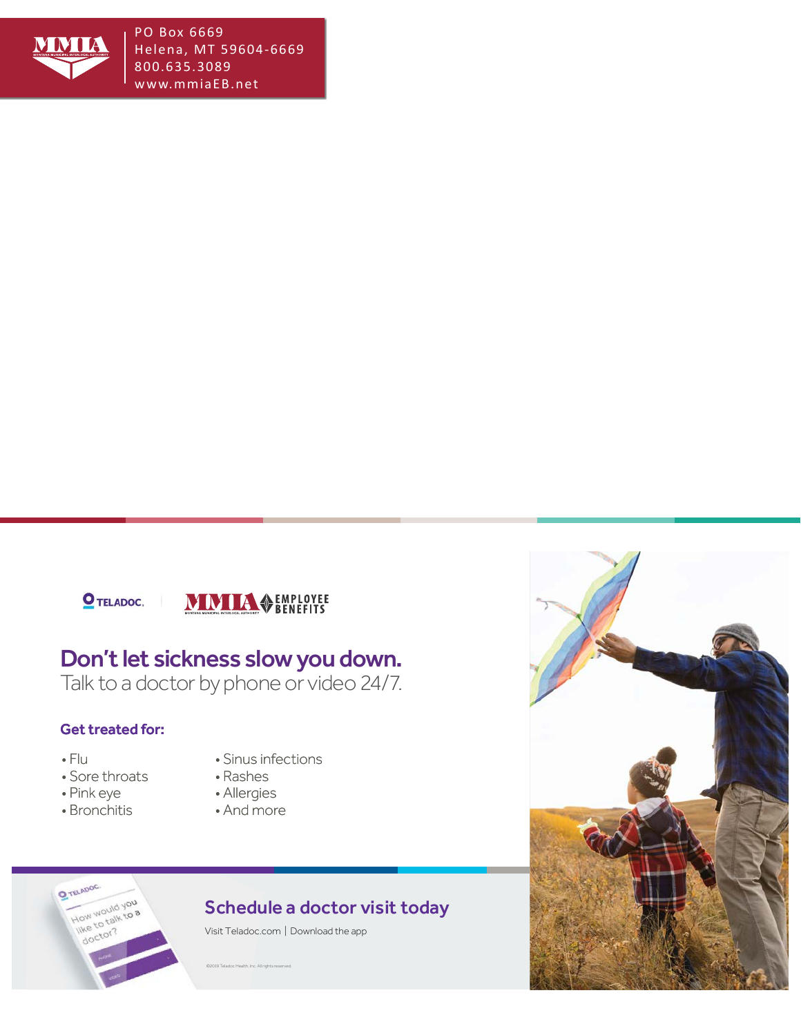PO Box 6669
Helena, MT 59604-6669
800.635.3089
www.mmiaEB.net

TELADOC. | MMIA EMPLOYEE BENEFITS

# Don't let sickness slow you down.

Talk to a doctor by phone or video 24/7.

### Get treated for:

- Flu
- Sore throats
- Pink eye
- Bronchitis
- Sinus infections
- Rashes
- Allergies
- And more

## Schedule a doctor visit today

Visit Teladoc.com | Download the app

©2019 Teladoc Health, Inc. All rights reserved.